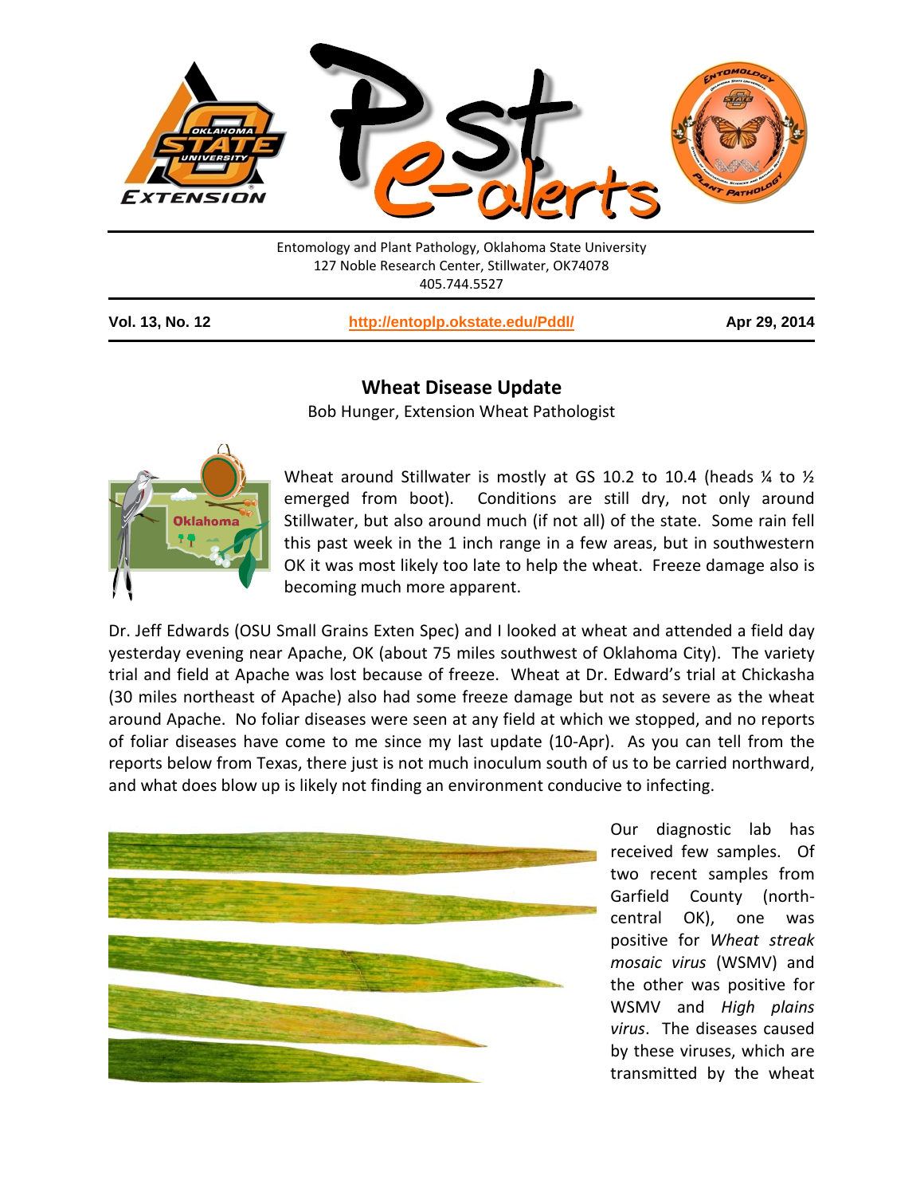Entomology and Plant Pathology, Oklahoma State University
127 Noble Research Center, Stillwater, OK74078
405.744.5527

**Vol. 13, No. 12** | **http://entoplp.okstate.edu/Pddl/** | **Apr 29, 2014**

# Wheat Disease Update

Bob Hunger, Extension Wheat Pathologist

Wheat around Stillwater is mostly at GS 10.2 to 10.4 (heads ¼ to ½ emerged from boot). Conditions are still dry, not only around Stillwater, but also around much (if not all) of the state. Some rain fell this past week in the 1 inch range in a few areas, but in southwestern OK it was most likely too late to help the wheat. Freeze damage also is becoming much more apparent.

Dr. Jeff Edwards (OSU Small Grains Exten Spec) and I looked at wheat and attended a field day yesterday evening near Apache, OK (about 75 miles southwest of Oklahoma City). The variety trial and field at Apache was lost because of freeze. Wheat at Dr. Edward's trial at Chickasha (30 miles northeast of Apache) also had some freeze damage but not as severe as the wheat around Apache. No foliar diseases were seen at any field at which we stopped, and no reports of foliar diseases have come to me since my last update (10-Apr). As you can tell from the reports below from Texas, there just is not much inoculum south of us to be carried northward, and what does blow up is likely not finding an environment conducive to infecting.

Our diagnostic lab has received few samples. Of two recent samples from Garfield County (north-central OK), one was positive for *Wheat streak mosaic virus* (WSMV) and the other was positive for WSMV and *High plains virus*. The diseases caused by these viruses, which are transmitted by the wheat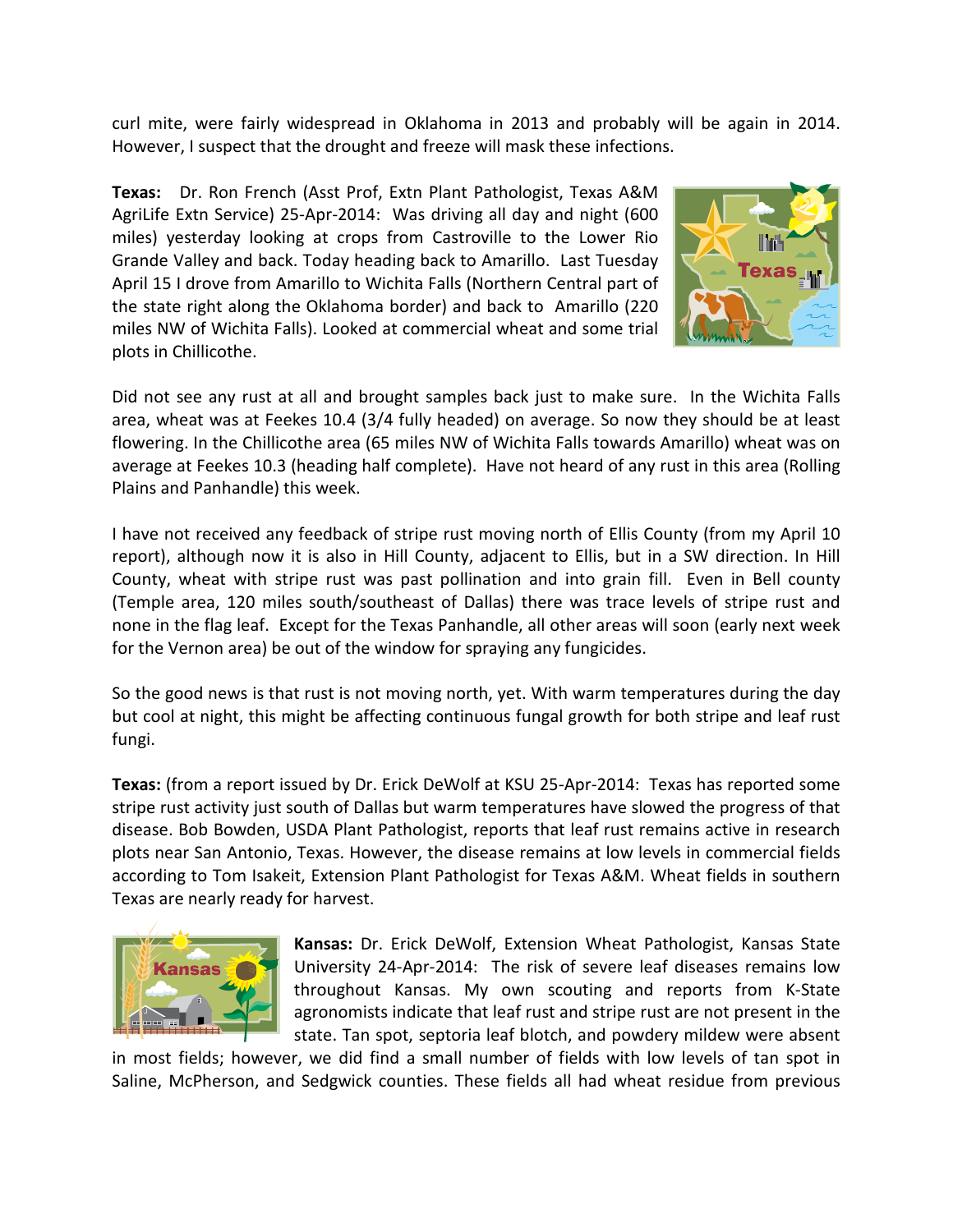curl mite, were fairly widespread in Oklahoma in 2013 and probably will be again in 2014. However, I suspect that the drought and freeze will mask these infections.

**Texas:** Dr. Ron French (Asst Prof, Extn Plant Pathologist, Texas A&M AgriLife Extn Service) 25-Apr-2014: Was driving all day and night (600 miles) yesterday looking at crops from Castroville to the Lower Rio Grande Valley and back. Today heading back to Amarillo. Last Tuesday April 15 I drove from Amarillo to Wichita Falls (Northern Central part of the state right along the Oklahoma border) and back to Amarillo (220 miles NW of Wichita Falls). Looked at commercial wheat and some trial plots in Chillicothe.

Did not see any rust at all and brought samples back just to make sure. In the Wichita Falls area, wheat was at Feekes 10.4 (3/4 fully headed) on average. So now they should be at least flowering. In the Chillicothe area (65 miles NW of Wichita Falls towards Amarillo) wheat was on average at Feekes 10.3 (heading half complete). Have not heard of any rust in this area (Rolling Plains and Panhandle) this week.

I have not received any feedback of stripe rust moving north of Ellis County (from my April 10 report), although now it is also in Hill County, adjacent to Ellis, but in a SW direction. In Hill County, wheat with stripe rust was past pollination and into grain fill. Even in Bell county (Temple area, 120 miles south/southeast of Dallas) there was trace levels of stripe rust and none in the flag leaf. Except for the Texas Panhandle, all other areas will soon (early next week for the Vernon area) be out of the window for spraying any fungicides.

So the good news is that rust is not moving north, yet. With warm temperatures during the day but cool at night, this might be affecting continuous fungal growth for both stripe and leaf rust fungi.

**Texas:** (from a report issued by Dr. Erick DeWolf at KSU 25-Apr-2014: Texas has reported some stripe rust activity just south of Dallas but warm temperatures have slowed the progress of that disease. Bob Bowden, USDA Plant Pathologist, reports that leaf rust remains active in research plots near San Antonio, Texas. However, the disease remains at low levels in commercial fields according to Tom Isakeit, Extension Plant Pathologist for Texas A&M. Wheat fields in southern Texas are nearly ready for harvest.

**Kansas:** Dr. Erick DeWolf, Extension Wheat Pathologist, Kansas State University 24-Apr-2014: The risk of severe leaf diseases remains low throughout Kansas. My own scouting and reports from K-State agronomists indicate that leaf rust and stripe rust are not present in the state. Tan spot, septoria leaf blotch, and powdery mildew were absent in most fields; however, we did find a small number of fields with low levels of tan spot in Saline, McPherson, and Sedgwick counties. These fields all had wheat residue from previous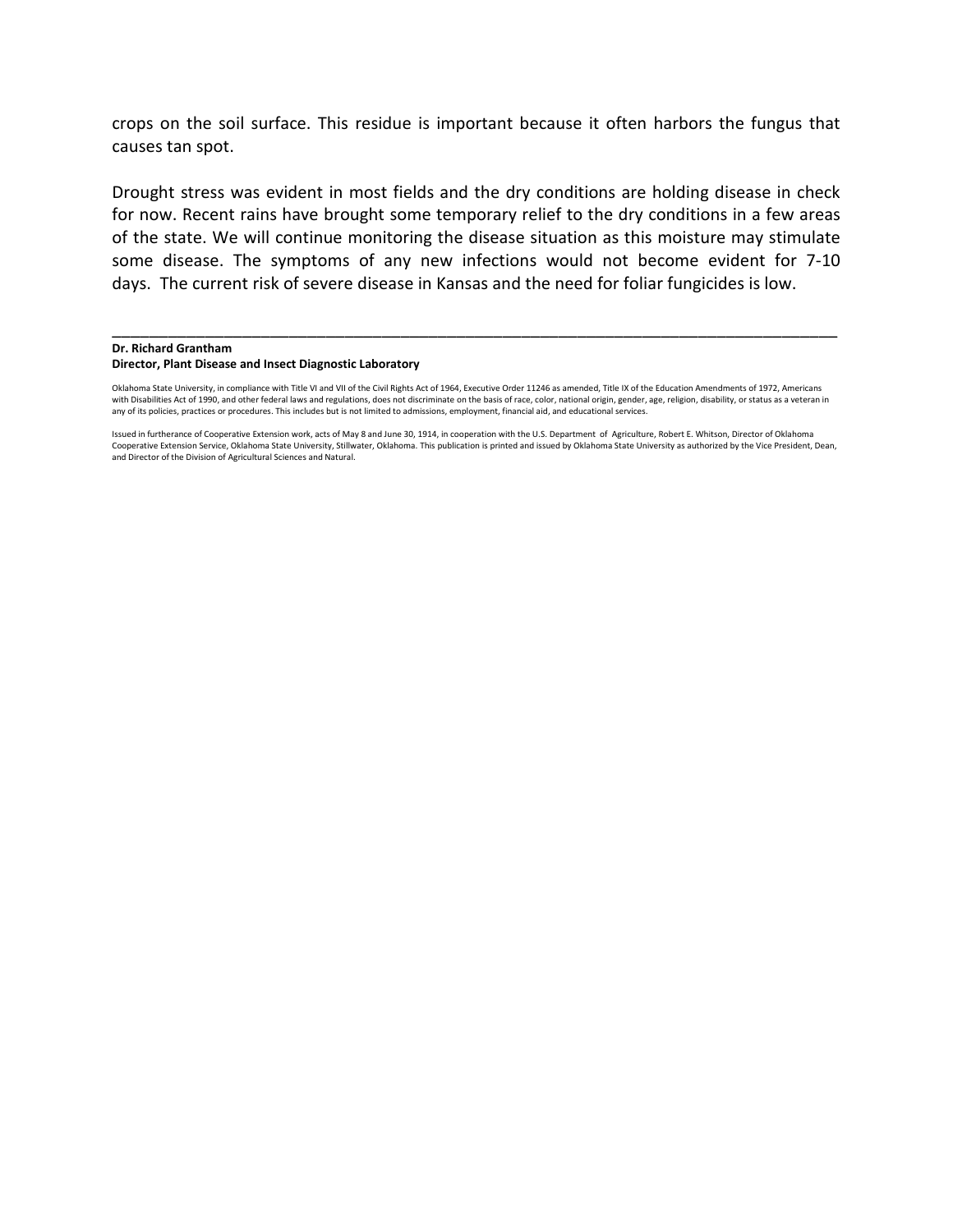crops on the soil surface. This residue is important because it often harbors the fungus that causes tan spot.

Drought stress was evident in most fields and the dry conditions are holding disease in check for now. Recent rains have brought some temporary relief to the dry conditions in a few areas of the state. We will continue monitoring the disease situation as this moisture may stimulate some disease. The symptoms of any new infections would not become evident for 7-10 days. The current risk of severe disease in Kansas and the need for foliar fungicides is low.

---

**Dr. Richard Grantham**
**Director, Plant Disease and Insect Diagnostic Laboratory**

Oklahoma State University, in compliance with Title VI and VII of the Civil Rights Act of 1964, Executive Order 11246 as amended, Title IX of the Education Amendments of 1972, Americans with Disabilities Act of 1990, and other federal laws and regulations, does not discriminate on the basis of race, color, national origin, gender, age, religion, disability, or status as a veteran in any of its policies, practices or procedures. This includes but is not limited to admissions, employment, financial aid, and educational services.

Issued in furtherance of Cooperative Extension work, acts of May 8 and June 30, 1914, in cooperation with the U.S. Department of Agriculture, Robert E. Whitson, Director of Oklahoma Cooperative Extension Service, Oklahoma State University, Stillwater, Oklahoma. This publication is printed and issued by Oklahoma State University as authorized by the Vice President, Dean, and Director of the Division of Agricultural Sciences and Natural.